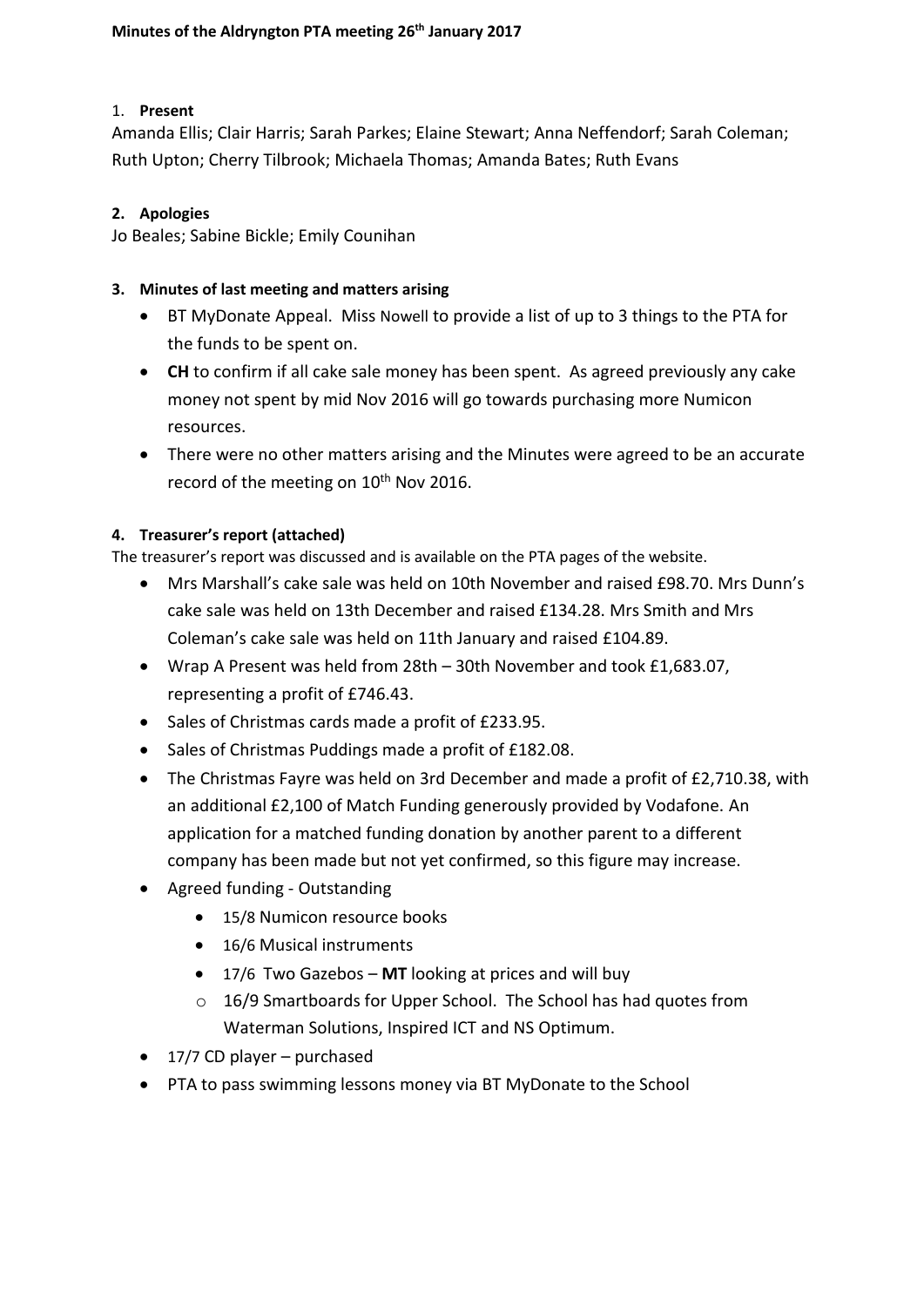**Minutes of the Aldryngton PTA meeting 26th January 2017**

1. **Present**

Amanda Ellis; Clair Harris; Sarah Parkes; Elaine Stewart; Anna Neffendorf; Sarah Coleman; Ruth Upton; Cherry Tilbrook; Michaela Thomas; Amanda Bates; Ruth Evans

2. **Apologies**

Jo Beales; Sabine Bickle; Emily Counihan

3. **Minutes of last meeting and matters arising**

- BT MyDonate Appeal. Miss Nowell to provide a list of up to 3 things to the PTA for the funds to be spent on.
- **CH** to confirm if all cake sale money has been spent. As agreed previously any cake money not spent by mid Nov 2016 will go towards purchasing more Numicon resources.
- There were no other matters arising and the Minutes were agreed to be an accurate record of the meeting on 10th Nov 2016.

4. **Treasurer's report (attached)**

The treasurer's report was discussed and is available on the PTA pages of the website.

- Mrs Marshall's cake sale was held on 10th November and raised £98.70. Mrs Dunn's cake sale was held on 13th December and raised £134.28. Mrs Smith and Mrs Coleman's cake sale was held on 11th January and raised £104.89.
- Wrap A Present was held from 28th – 30th November and took £1,683.07, representing a profit of £746.43.
- Sales of Christmas cards made a profit of £233.95.
- Sales of Christmas Puddings made a profit of £182.08.
- The Christmas Fayre was held on 3rd December and made a profit of £2,710.38, with an additional £2,100 of Match Funding generously provided by Vodafone. An application for a matched funding donation by another parent to a different company has been made but not yet confirmed, so this figure may increase.
- Agreed funding - Outstanding
  - 15/8 Numicon resource books
  - 16/6 Musical instruments
  - 17/6 Two Gazebos – **MT** looking at prices and will buy
  - 16/9 Smartboards for Upper School. The School has had quotes from Waterman Solutions, Inspired ICT and NS Optimum.
- 17/7 CD player – purchased
- PTA to pass swimming lessons money via BT MyDonate to the School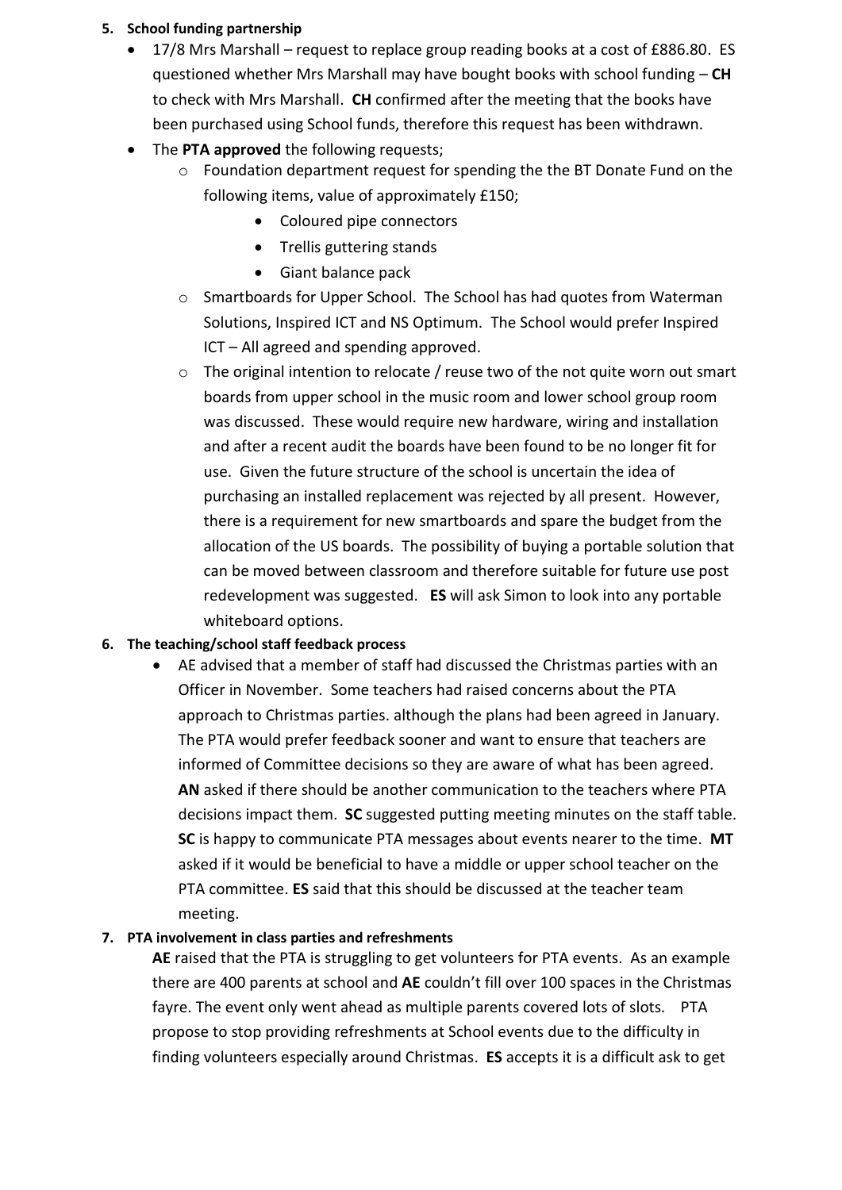5. **School funding partnership**
   - 17/8 Mrs Marshall – request to replace group reading books at a cost of £886.80. ES questioned whether Mrs Marshall may have bought books with school funding – **CH** to check with Mrs Marshall. **CH** confirmed after the meeting that the books have been purchased using School funds, therefore this request has been withdrawn.
   - The **PTA approved** the following requests;
     - Foundation department request for spending the the BT Donate Fund on the following items, value of approximately £150;
       - Coloured pipe connectors
       - Trellis guttering stands
       - Giant balance pack
     - Smartboards for Upper School. The School has had quotes from Waterman Solutions, Inspired ICT and NS Optimum. The School would prefer Inspired ICT – All agreed and spending approved.
     - The original intention to relocate / reuse two of the not quite worn out smart boards from upper school in the music room and lower school group room was discussed. These would require new hardware, wiring and installation and after a recent audit the boards have been found to be no longer fit for use. Given the future structure of the school is uncertain the idea of purchasing an installed replacement was rejected by all present. However, there is a requirement for new smartboards and spare the budget from the allocation of the US boards. The possibility of buying a portable solution that can be moved between classroom and therefore suitable for future use post redevelopment was suggested. **ES** will ask Simon to look into any portable whiteboard options.

6. **The teaching/school staff feedback process**
   - AE advised that a member of staff had discussed the Christmas parties with an Officer in November. Some teachers had raised concerns about the PTA approach to Christmas parties. although the plans had been agreed in January. The PTA would prefer feedback sooner and want to ensure that teachers are informed of Committee decisions so they are aware of what has been agreed. **AN** asked if there should be another communication to the teachers where PTA decisions impact them. **SC** suggested putting meeting minutes on the staff table. **SC** is happy to communicate PTA messages about events nearer to the time. **MT** asked if it would be beneficial to have a middle or upper school teacher on the PTA committee. **ES** said that this should be discussed at the teacher team meeting.

7. **PTA involvement in class parties and refreshments**

   **AE** raised that the PTA is struggling to get volunteers for PTA events. As an example there are 400 parents at school and **AE** couldn't fill over 100 spaces in the Christmas fayre. The event only went ahead as multiple parents covered lots of slots. PTA propose to stop providing refreshments at School events due to the difficulty in finding volunteers especially around Christmas. **ES** accepts it is a difficult ask to get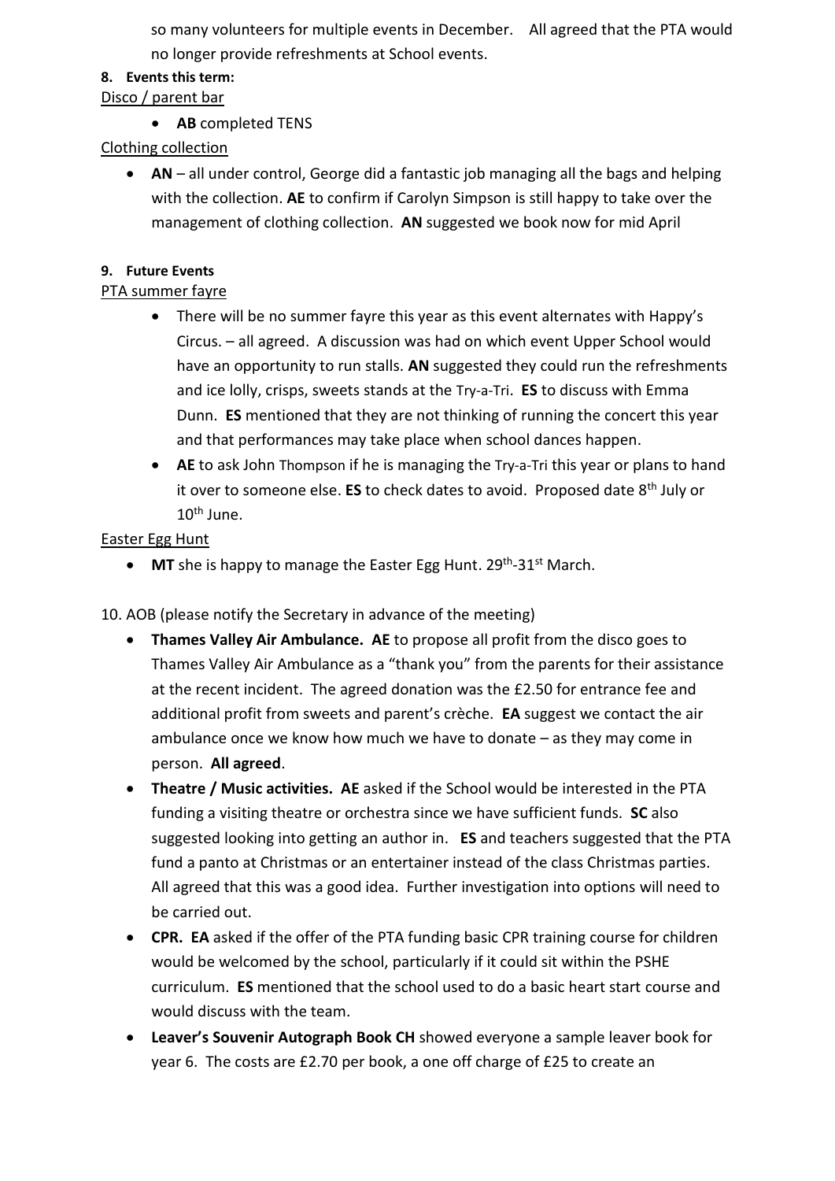so many volunteers for multiple events in December. All agreed that the PTA would no longer provide refreshments at School events.

**8. Events this term:**

Disco / parent bar

- **AB** completed TENS

Clothing collection

- **AN** – all under control, George did a fantastic job managing all the bags and helping with the collection. **AE** to confirm if Carolyn Simpson is still happy to take over the management of clothing collection. **AN** suggested we book now for mid April

**9. Future Events**

PTA summer fayre

- There will be no summer fayre this year as this event alternates with Happy's Circus. – all agreed. A discussion was had on which event Upper School would have an opportunity to run stalls. **AN** suggested they could run the refreshments and ice lolly, crisps, sweets stands at the Try-a-Tri. **ES** to discuss with Emma Dunn. **ES** mentioned that they are not thinking of running the concert this year and that performances may take place when school dances happen.
- **AE** to ask John Thompson if he is managing the Try-a-Tri this year or plans to hand it over to someone else. **ES** to check dates to avoid. Proposed date 8th July or 10th June.

Easter Egg Hunt

- **MT** she is happy to manage the Easter Egg Hunt. 29th-31st March.

10. AOB (please notify the Secretary in advance of the meeting)

- **Thames Valley Air Ambulance. AE** to propose all profit from the disco goes to Thames Valley Air Ambulance as a "thank you" from the parents for their assistance at the recent incident. The agreed donation was the £2.50 for entrance fee and additional profit from sweets and parent's crèche. **EA** suggest we contact the air ambulance once we know how much we have to donate – as they may come in person. **All agreed**.
- **Theatre / Music activities. AE** asked if the School would be interested in the PTA funding a visiting theatre or orchestra since we have sufficient funds. **SC** also suggested looking into getting an author in. **ES** and teachers suggested that the PTA fund a panto at Christmas or an entertainer instead of the class Christmas parties. All agreed that this was a good idea. Further investigation into options will need to be carried out.
- **CPR. EA** asked if the offer of the PTA funding basic CPR training course for children would be welcomed by the school, particularly if it could sit within the PSHE curriculum. **ES** mentioned that the school used to do a basic heart start course and would discuss with the team.
- **Leaver's Souvenir Autograph Book CH** showed everyone a sample leaver book for year 6. The costs are £2.70 per book, a one off charge of £25 to create an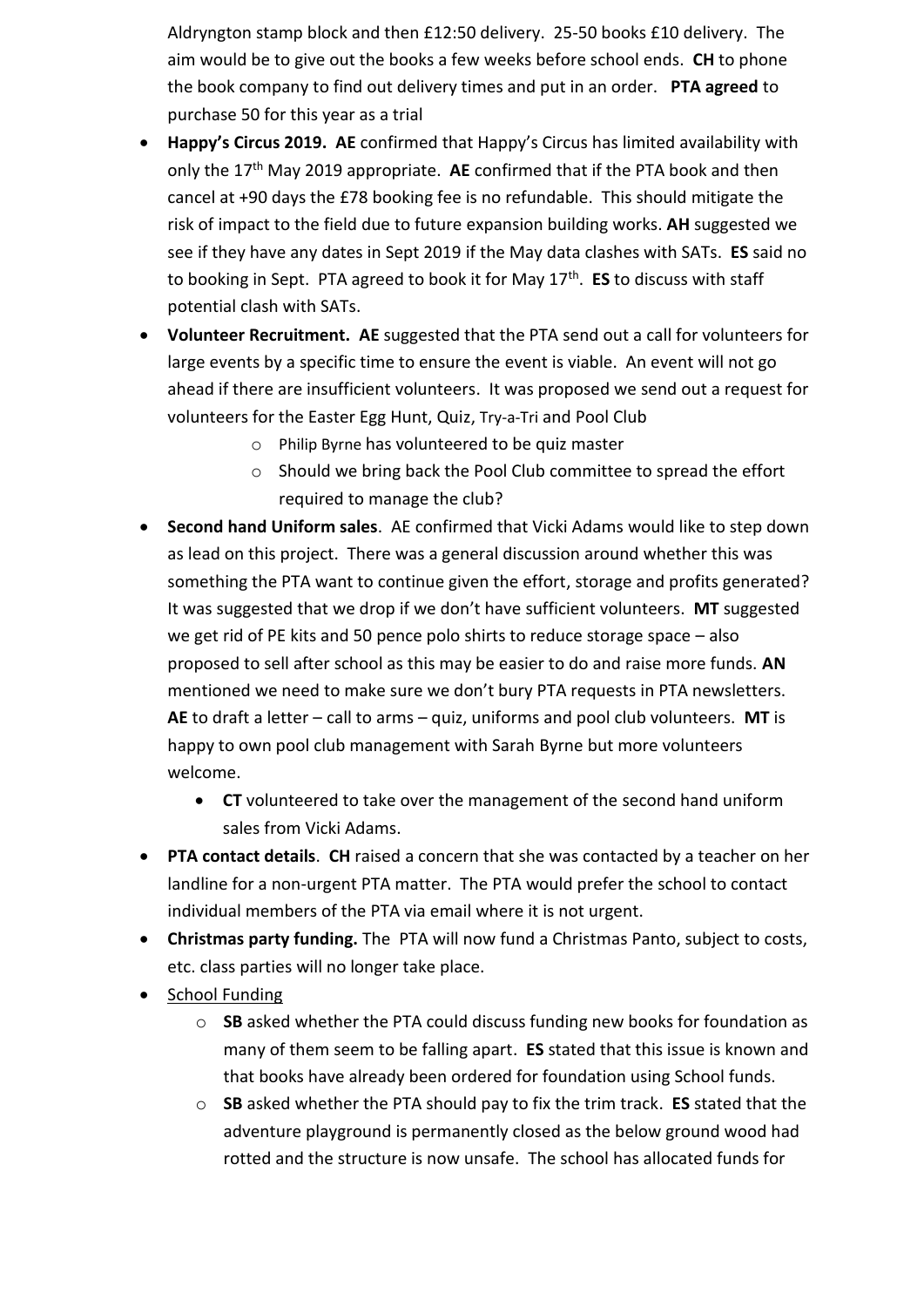Aldryngton stamp block and then £12:50 delivery. 25-50 books £10 delivery. The aim would be to give out the books a few weeks before school ends. **CH** to phone the book company to find out delivery times and put in an order. **PTA agreed** to purchase 50 for this year as a trial

- **Happy's Circus 2019. AE** confirmed that Happy's Circus has limited availability with only the 17th May 2019 appropriate. **AE** confirmed that if the PTA book and then cancel at +90 days the £78 booking fee is no refundable. This should mitigate the risk of impact to the field due to future expansion building works. **AH** suggested we see if they have any dates in Sept 2019 if the May data clashes with SATs. **ES** said no to booking in Sept. PTA agreed to book it for May 17th. **ES** to discuss with staff potential clash with SATs.
- **Volunteer Recruitment. AE** suggested that the PTA send out a call for volunteers for large events by a specific time to ensure the event is viable. An event will not go ahead if there are insufficient volunteers. It was proposed we send out a request for volunteers for the Easter Egg Hunt, Quiz, Try-a-Tri and Pool Club
    - Philip Byrne has volunteered to be quiz master
    - Should we bring back the Pool Club committee to spread the effort required to manage the club?
- **Second hand Uniform sales**. AE confirmed that Vicki Adams would like to step down as lead on this project. There was a general discussion around whether this was something the PTA want to continue given the effort, storage and profits generated? It was suggested that we drop if we don't have sufficient volunteers. **MT** suggested we get rid of PE kits and 50 pence polo shirts to reduce storage space – also proposed to sell after school as this may be easier to do and raise more funds. **AN** mentioned we need to make sure we don't bury PTA requests in PTA newsletters. **AE** to draft a letter – call to arms – quiz, uniforms and pool club volunteers. **MT** is happy to own pool club management with Sarah Byrne but more volunteers welcome.
    - **CT** volunteered to take over the management of the second hand uniform sales from Vicki Adams.
- **PTA contact details**. **CH** raised a concern that she was contacted by a teacher on her landline for a non-urgent PTA matter. The PTA would prefer the school to contact individual members of the PTA via email where it is not urgent.
- **Christmas party funding.** The PTA will now fund a Christmas Panto, subject to costs, etc. class parties will no longer take place.
- School Funding
    - **SB** asked whether the PTA could discuss funding new books for foundation as many of them seem to be falling apart. **ES** stated that this issue is known and that books have already been ordered for foundation using School funds.
    - **SB** asked whether the PTA should pay to fix the trim track. **ES** stated that the adventure playground is permanently closed as the below ground wood had rotted and the structure is now unsafe. The school has allocated funds for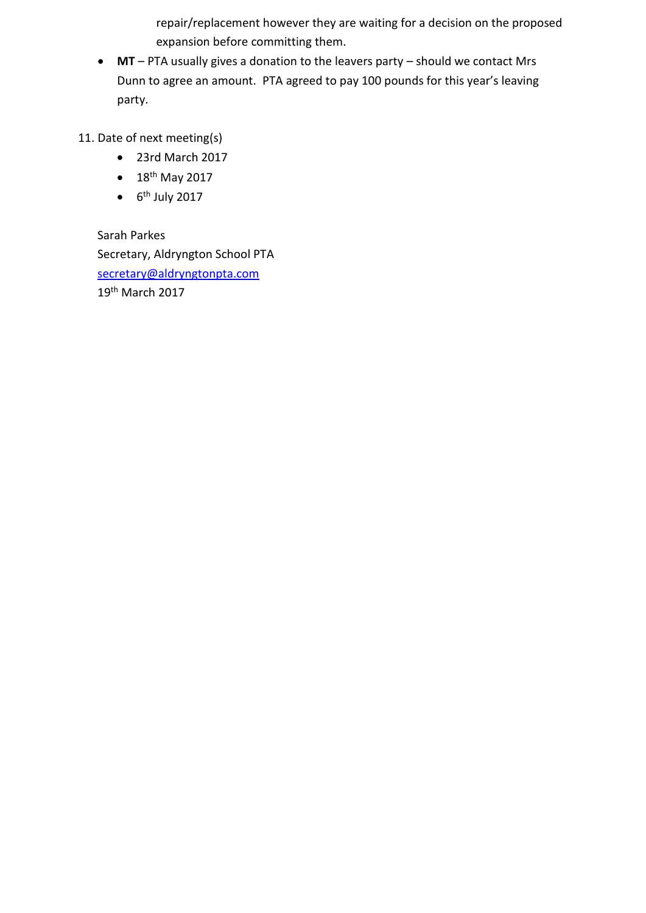repair/replacement however they are waiting for a decision on the proposed expansion before committing them.

- **MT** – PTA usually gives a donation to the leavers party – should we contact Mrs Dunn to agree an amount. PTA agreed to pay 100 pounds for this year's leaving party.

11. Date of next meeting(s)
    - 23rd March 2017
    - 18th May 2017
    - 6th July 2017

Sarah Parkes
Secretary, Aldryngton School PTA
secretary@aldryngtonpta.com
19th March 2017